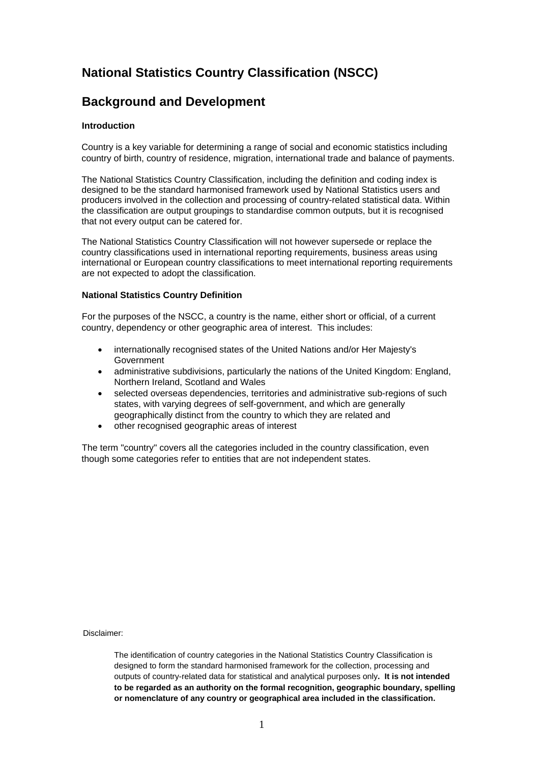# National Statistics Country Classification (NSCC)

# Background and Development

### Introduction

Country is a key variable for determining a range of social and economic statistics including country of birth, country of residence, migration, international trade and balance of payments.

The National Statistics Country Classification, including the definition and coding index is designed to be the standard harmonised framework used by National Statistics users and producers involved in the collection and processing of country-related statistical data. Within the classification are output groupings to standardise common outputs, but it is recognised that not every output can be catered for.

The National Statistics Country Classification will not however supersede or replace the country classifications used in international reporting requirements, business areas using international or European country classifications to meet international reporting requirements are not expected to adopt the classification.

### National Statistics Country Definition

For the purposes of the NSCC, a country is the name, either short or official, of a current country, dependency or other geographic area of interest. This includes:

- internationally recognised states of the United Nations and/or Her Majesty's Government
- administrative subdivisions, particularly the nations of the United Kingdom: England, Northern Ireland, Scotland and Wales
- selected overseas dependencies, territories and administrative sub-regions of such states, with varying degrees of self-government, and which are generally geographically distinct from the country to which they are related and
- other recognised geographic areas of interest

The term "country" covers all the categories included in the country classification, even though some categories refer to entities that are not independent states.

Disclaimer:

> The identification of country categories in the National Statistics Country Classification is designed to form the standard harmonised framework for the collection, processing and outputs of country-related data for statistical and analytical purposes only**. It is not intended to be regarded as an authority on the formal recognition, geographic boundary, spelling or nomenclature of any country or geographical area included in the classification.**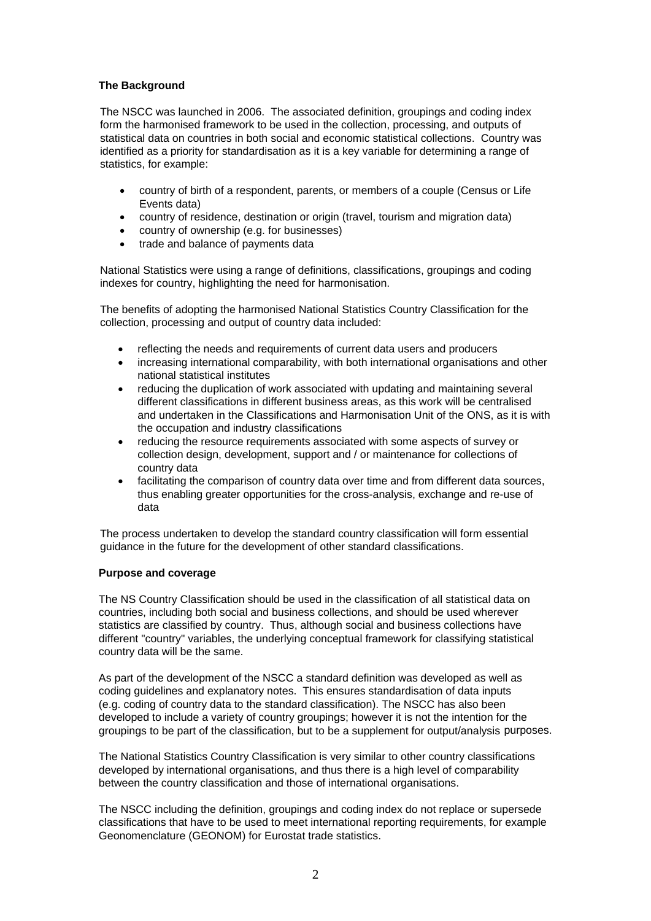## The Background

The NSCC was launched in 2006. The associated definition, groupings and coding index form the harmonised framework to be used in the collection, processing, and outputs of statistical data on countries in both social and economic statistical collections. Country was identified as a priority for standardisation as it is a key variable for determining a range of statistics, for example:

- country of birth of a respondent, parents, or members of a couple (Census or Life Events data)
- country of residence, destination or origin (travel, tourism and migration data)
- country of ownership (e.g. for businesses)
- trade and balance of payments data

National Statistics were using a range of definitions, classifications, groupings and coding indexes for country, highlighting the need for harmonisation.

The benefits of adopting the harmonised National Statistics Country Classification for the collection, processing and output of country data included:

- reflecting the needs and requirements of current data users and producers
- increasing international comparability, with both international organisations and other national statistical institutes
- reducing the duplication of work associated with updating and maintaining several different classifications in different business areas, as this work will be centralised and undertaken in the Classifications and Harmonisation Unit of the ONS, as it is with the occupation and industry classifications
- reducing the resource requirements associated with some aspects of survey or collection design, development, support and / or maintenance for collections of country data
- facilitating the comparison of country data over time and from different data sources, thus enabling greater opportunities for the cross-analysis, exchange and re-use of data

The process undertaken to develop the standard country classification will form essential guidance in the future for the development of other standard classifications.

## Purpose and coverage

The NS Country Classification should be used in the classification of all statistical data on countries, including both social and business collections, and should be used wherever statistics are classified by country. Thus, although social and business collections have different "country" variables, the underlying conceptual framework for classifying statistical country data will be the same.

As part of the development of the NSCC a standard definition was developed as well as coding guidelines and explanatory notes. This ensures standardisation of data inputs (e.g. coding of country data to the standard classification). The NSCC has also been developed to include a variety of country groupings; however it is not the intention for the groupings to be part of the classification, but to be a supplement for output/analysis purposes.

The National Statistics Country Classification is very similar to other country classifications developed by international organisations, and thus there is a high level of comparability between the country classification and those of international organisations.

The NSCC including the definition, groupings and coding index do not replace or supersede classifications that have to be used to meet international reporting requirements, for example Geonomenclature (GEONOM) for Eurostat trade statistics.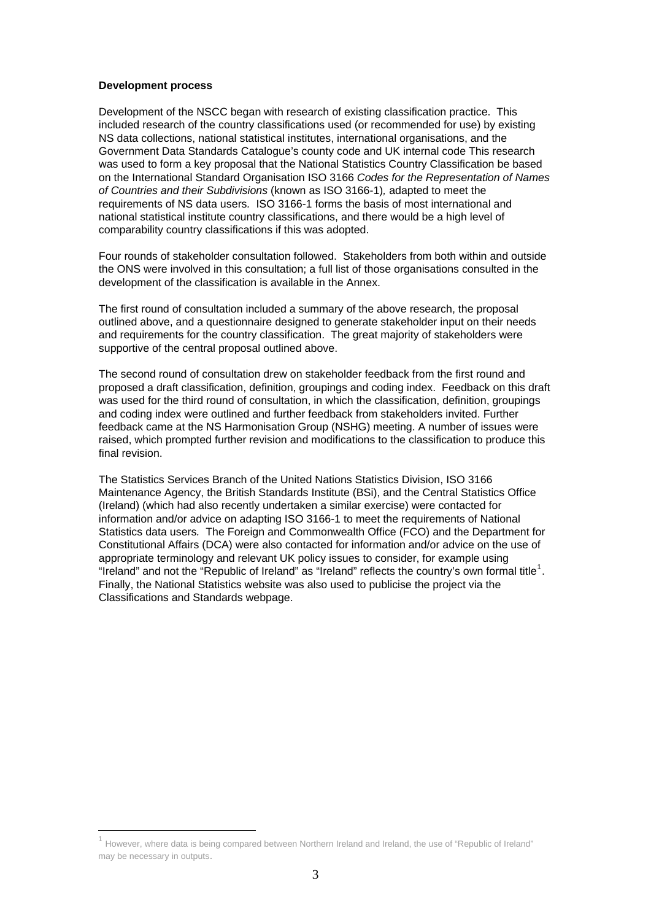**Development process**

Development of the NSCC began with research of existing classification practice. This included research of the country classifications used (or recommended for use) by existing NS data collections, national statistical institutes, international organisations, and the Government Data Standards Catalogue's county code and UK internal code This research was used to form a key proposal that the National Statistics Country Classification be based on the International Standard Organisation ISO 3166 *Codes for the Representation of Names of Countries and their Subdivisions* (known as ISO 3166-1)*,* adapted to meet the requirements of NS data users*.* ISO 3166-1 forms the basis of most international and national statistical institute country classifications, and there would be a high level of comparability country classifications if this was adopted.

Four rounds of stakeholder consultation followed. Stakeholders from both within and outside the ONS were involved in this consultation; a full list of those organisations consulted in the development of the classification is available in the Annex.

The first round of consultation included a summary of the above research, the proposal outlined above, and a questionnaire designed to generate stakeholder input on their needs and requirements for the country classification. The great majority of stakeholders were supportive of the central proposal outlined above.

The second round of consultation drew on stakeholder feedback from the first round and proposed a draft classification, definition, groupings and coding index. Feedback on this draft was used for the third round of consultation, in which the classification, definition, groupings and coding index were outlined and further feedback from stakeholders invited. Further feedback came at the NS Harmonisation Group (NSHG) meeting. A number of issues were raised, which prompted further revision and modifications to the classification to produce this final revision.

The Statistics Services Branch of the United Nations Statistics Division, ISO 3166 Maintenance Agency, the British Standards Institute (BSi), and the Central Statistics Office (Ireland) (which had also recently undertaken a similar exercise) were contacted for information and/or advice on adapting ISO 3166-1 to meet the requirements of National Statistics data users*.* The Foreign and Commonwealth Office (FCO) and the Department for Constitutional Affairs (DCA) were also contacted for information and/or advice on the use of appropriate terminology and relevant UK policy issues to consider, for example using "Ireland" and not the "Republic of Ireland" as "Ireland" reflects the country's own formal title[1]. Finally, the National Statistics website was also used to publicise the project via the Classifications and Standards webpage.

[1] However, where data is being compared between Northern Ireland and Ireland, the use of "Republic of Ireland" may be necessary in outputs.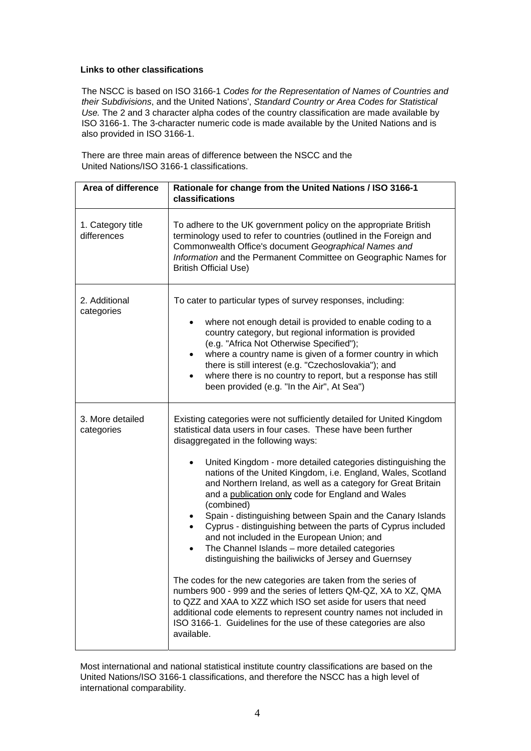**Links to other classifications**

The NSCC is based on ISO 3166-1 *Codes for the Representation of Names of Countries and their Subdivisions*, and the United Nations', *Standard Country or Area Codes for Statistical Use.* The 2 and 3 character alpha codes of the country classification are made available by ISO 3166-1. The 3-character numeric code is made available by the United Nations and is also provided in ISO 3166-1.

There are three main areas of difference between the NSCC and the United Nations/ISO 3166-1 classifications.

| Area of difference | Rationale for change from the United Nations / ISO 3166-1 classifications |
|---|---|
| 1. Category title differences | To adhere to the UK government policy on the appropriate British terminology used to refer to countries (outlined in the Foreign and Commonwealth Office's document *Geographical Names and Information* and the Permanent Committee on Geographic Names for British Official Use) |
| 2. Additional categories | To cater to particular types of survey responses, including:<br><br>• where not enough detail is provided to enable coding to a country category, but regional information is provided (e.g. "Africa Not Otherwise Specified");<br>• where a country name is given of a former country in which there is still interest (e.g. "Czechoslovakia"); and<br>• where there is no country to report, but a response has still been provided (e.g. "In the Air", At Sea") |
| 3. More detailed categories | Existing categories were not sufficiently detailed for United Kingdom statistical data users in four cases. These have been further disaggregated in the following ways:<br><br>• United Kingdom - more detailed categories distinguishing the nations of the United Kingdom, i.e. England, Wales, Scotland and Northern Ireland, as well as a category for Great Britain and a publication only code for England and Wales (combined)<br>• Spain - distinguishing between Spain and the Canary Islands<br>• Cyprus - distinguishing between the parts of Cyprus included and not included in the European Union; and<br>• The Channel Islands – more detailed categories distinguishing the bailiwicks of Jersey and Guernsey<br><br>The codes for the new categories are taken from the series of numbers 900 - 999 and the series of letters QM-QZ, XA to XZ, QMA to QZZ and XAA to XZZ which ISO set aside for users that need additional code elements to represent country names not included in ISO 3166-1. Guidelines for the use of these categories are also available. |

Most international and national statistical institute country classifications are based on the United Nations/ISO 3166-1 classifications, and therefore the NSCC has a high level of international comparability.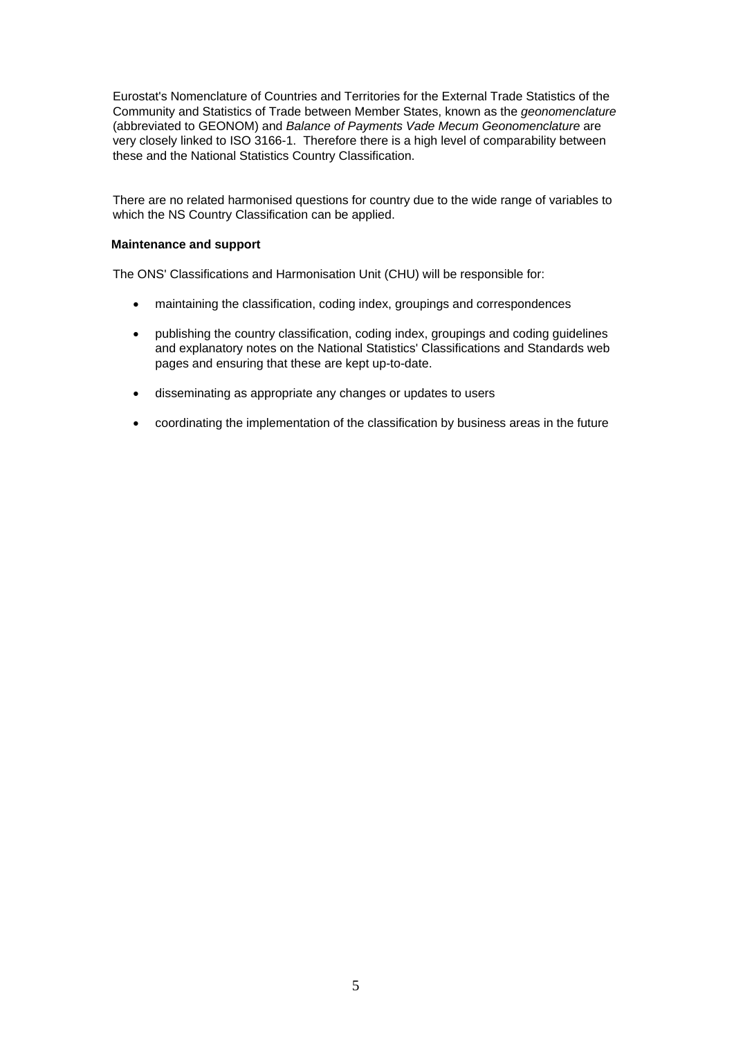Eurostat's Nomenclature of Countries and Territories for the External Trade Statistics of the Community and Statistics of Trade between Member States, known as the *geonomenclature* (abbreviated to GEONOM) and *Balance of Payments Vade Mecum Geonomenclature* are very closely linked to ISO 3166-1. Therefore there is a high level of comparability between these and the National Statistics Country Classification.

There are no related harmonised questions for country due to the wide range of variables to which the NS Country Classification can be applied.

**Maintenance and support**

The ONS' Classifications and Harmonisation Unit (CHU) will be responsible for:

- maintaining the classification, coding index, groupings and correspondences
- publishing the country classification, coding index, groupings and coding guidelines and explanatory notes on the National Statistics' Classifications and Standards web pages and ensuring that these are kept up-to-date.
- disseminating as appropriate any changes or updates to users
- coordinating the implementation of the classification by business areas in the future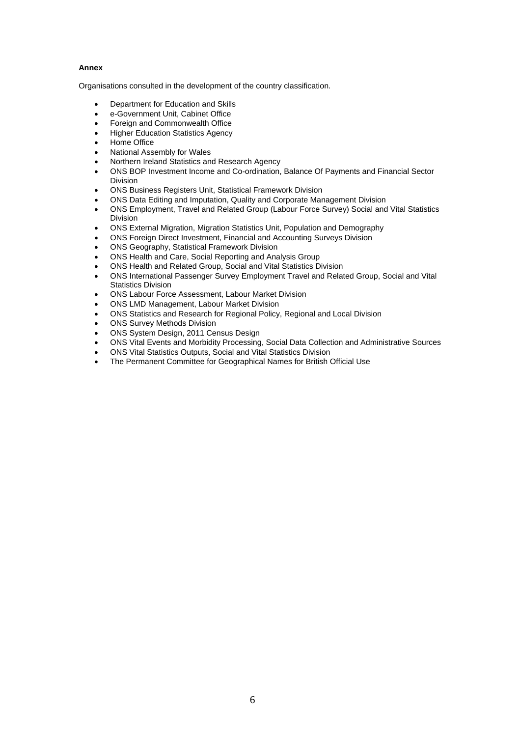**Annex**

Organisations consulted in the development of the country classification.

- Department for Education and Skills
- e-Government Unit, Cabinet Office
- Foreign and Commonwealth Office
- Higher Education Statistics Agency
- Home Office
- National Assembly for Wales
- Northern Ireland Statistics and Research Agency
- ONS BOP Investment Income and Co-ordination, Balance Of Payments and Financial Sector Division
- ONS Business Registers Unit, Statistical Framework Division
- ONS Data Editing and Imputation, Quality and Corporate Management Division
- ONS Employment, Travel and Related Group (Labour Force Survey) Social and Vital Statistics Division
- ONS External Migration, Migration Statistics Unit, Population and Demography
- ONS Foreign Direct Investment, Financial and Accounting Surveys Division
- ONS Geography, Statistical Framework Division
- ONS Health and Care, Social Reporting and Analysis Group
- ONS Health and Related Group, Social and Vital Statistics Division
- ONS International Passenger Survey Employment Travel and Related Group, Social and Vital Statistics Division
- ONS Labour Force Assessment, Labour Market Division
- ONS LMD Management, Labour Market Division
- ONS Statistics and Research for Regional Policy, Regional and Local Division
- ONS Survey Methods Division
- ONS System Design, 2011 Census Design
- ONS Vital Events and Morbidity Processing, Social Data Collection and Administrative Sources
- ONS Vital Statistics Outputs, Social and Vital Statistics Division
- The Permanent Committee for Geographical Names for British Official Use